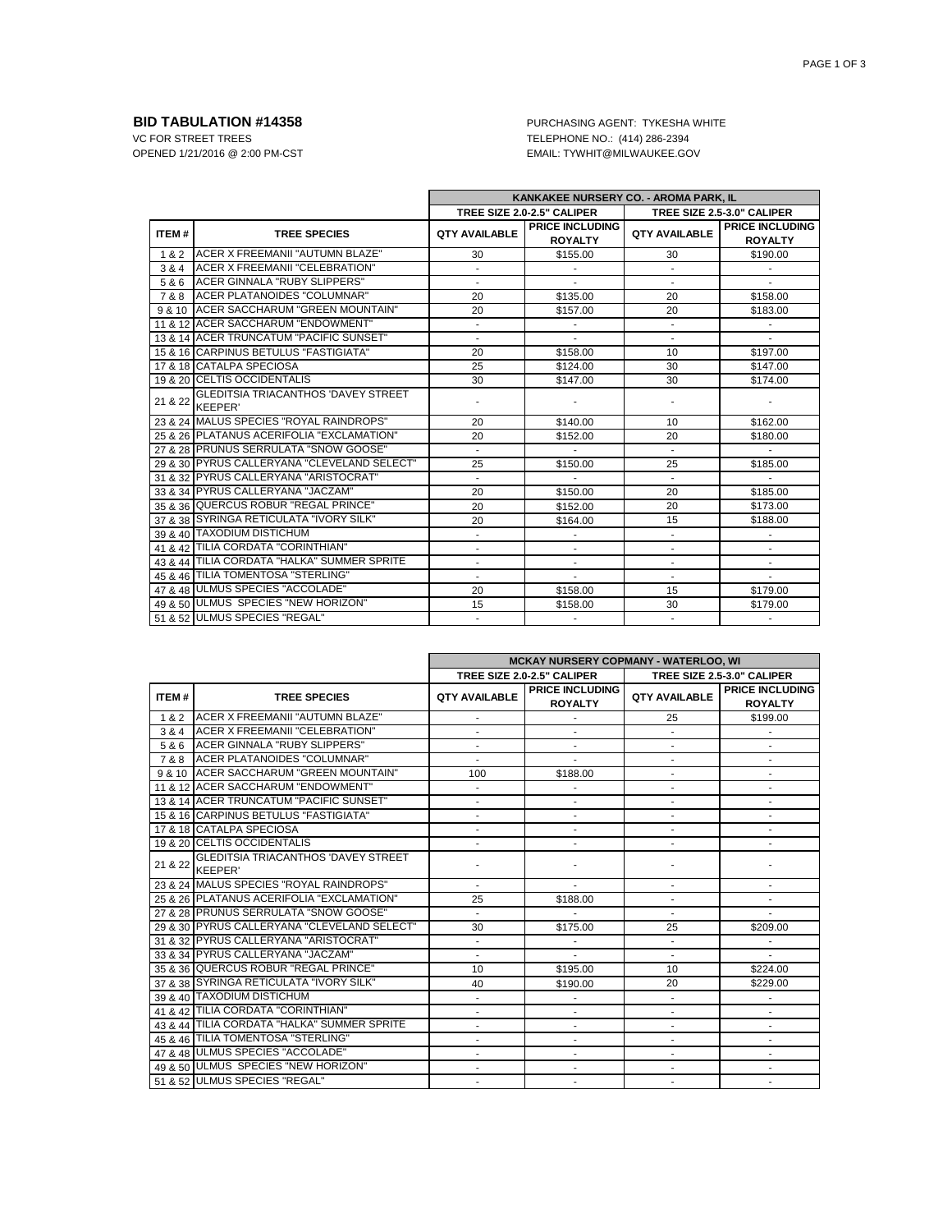**BID TABULATION #14358**
VC FOR STREET TREES
OPENED 1/21/2016 @ 2:00 PM-CST

PURCHASING AGENT: TYKESHA WHITE
TELEPHONE NO.: (414) 286-2394
EMAIL: TYWHIT@MILWAUKEE.GOV

| | | KANKAKEE NURSERY CO. - AROMA PARK, IL | | | |
|---|---|---|---|---|---|
| | | TREE SIZE 2.0-2.5" CALIPER | | TREE SIZE 2.5-3.0" CALIPER | |
| ITEM # | TREE SPECIES | QTY AVAILABLE | PRICE INCLUDING ROYALTY | QTY AVAILABLE | PRICE INCLUDING ROYALTY |
| 1 & 2 | ACER X FREEMANII "AUTUMN BLAZE" | 30 | $155.00 | 30 | $190.00 |
| 3 & 4 | ACER X FREEMANII "CELEBRATION" | - | - | - | - |
| 5 & 6 | ACER GINNALA "RUBY SLIPPERS" | - | - | - | - |
| 7 & 8 | ACER PLATANOIDES "COLUMNAR" | 20 | $135.00 | 20 | $158.00 |
| 9 & 10 | ACER SACCHARUM "GREEN MOUNTAIN" | 20 | $157.00 | 20 | $183.00 |
| 11 & 12 | ACER SACCHARUM "ENDOWMENT" | - | - | - | - |
| 13 & 14 | ACER TRUNCATUM "PACIFIC SUNSET" | - | - | - | - |
| 15 & 16 | CARPINUS BETULUS "FASTIGIATA" | 20 | $158.00 | 10 | $197.00 |
| 17 & 18 | CATALPA SPECIOSA | 25 | $124.00 | 30 | $147.00 |
| 19 & 20 | CELTIS OCCIDENTALIS | 30 | $147.00 | 30 | $174.00 |
| 21 & 22 | GLEDITSIA TRIACANTHOS 'DAVEY STREET KEEPER' | - | - | - | - |
| 23 & 24 | MALUS SPECIES "ROYAL RAINDROPS" | 20 | $140.00 | 10 | $162.00 |
| 25 & 26 | PLATANUS ACERIFOLIA "EXCLAMATION" | 20 | $152.00 | 20 | $180.00 |
| 27 & 28 | PRUNUS SERRULATA "SNOW GOOSE" | - | - | - | - |
| 29 & 30 | PYRUS CALLERYANA "CLEVELAND SELECT" | 25 | $150.00 | 25 | $185.00 |
| 31 & 32 | PYRUS CALLERYANA "ARISTOCRAT" | - | - | - | - |
| 33 & 34 | PYRUS CALLERYANA "JACZAM" | 20 | $150.00 | 20 | $185.00 |
| 35 & 36 | QUERCUS ROBUR "REGAL PRINCE" | 20 | $152.00 | 20 | $173.00 |
| 37 & 38 | SYRINGA RETICULATA "IVORY SILK" | 20 | $164.00 | 15 | $188.00 |
| 39 & 40 | TAXODIUM DISTICHUM | - | - | - | - |
| 41 & 42 | TILIA CORDATA "CORINTHIAN" | - | - | - | - |
| 43 & 44 | TILIA CORDATA "HALKA" SUMMER SPRITE | - | - | - | - |
| 45 & 46 | TILIA TOMENTOSA "STERLING" | - | - | - | - |
| 47 & 48 | ULMUS SPECIES "ACCOLADE" | 20 | $158.00 | 15 | $179.00 |
| 49 & 50 | ULMUS SPECIES "NEW HORIZON" | 15 | $158.00 | 30 | $179.00 |
| 51 & 52 | ULMUS SPECIES "REGAL" | - | - | - | - |

| | | MCKAY NURSERY COPMANY - WATERLOO, WI | | | |
|---|---|---|---|---|---|
| | | TREE SIZE 2.0-2.5" CALIPER | | TREE SIZE 2.5-3.0" CALIPER | |
| ITEM # | TREE SPECIES | QTY AVAILABLE | PRICE INCLUDING ROYALTY | QTY AVAILABLE | PRICE INCLUDING ROYALTY |
| 1 & 2 | ACER X FREEMANII "AUTUMN BLAZE" | - | - | 25 | $199.00 |
| 3 & 4 | ACER X FREEMANII "CELEBRATION" | - | - | - | - |
| 5 & 6 | ACER GINNALA "RUBY SLIPPERS" | - | - | - | - |
| 7 & 8 | ACER PLATANOIDES "COLUMNAR" | - | - | - | - |
| 9 & 10 | ACER SACCHARUM "GREEN MOUNTAIN" | 100 | $188.00 | - | - |
| 11 & 12 | ACER SACCHARUM "ENDOWMENT" | - | - | - | - |
| 13 & 14 | ACER TRUNCATUM "PACIFIC SUNSET" | - | - | - | - |
| 15 & 16 | CARPINUS BETULUS "FASTIGIATA" | - | - | - | - |
| 17 & 18 | CATALPA SPECIOSA | - | - | - | - |
| 19 & 20 | CELTIS OCCIDENTALIS | - | - | - | - |
| 21 & 22 | GLEDITSIA TRIACANTHOS 'DAVEY STREET KEEPER' | - | - | - | - |
| 23 & 24 | MALUS SPECIES "ROYAL RAINDROPS" | - | - | - | - |
| 25 & 26 | PLATANUS ACERIFOLIA "EXCLAMATION" | 25 | $188.00 | - | - |
| 27 & 28 | PRUNUS SERRULATA "SNOW GOOSE" | - | - | - | - |
| 29 & 30 | PYRUS CALLERYANA "CLEVELAND SELECT" | 30 | $175.00 | 25 | $209.00 |
| 31 & 32 | PYRUS CALLERYANA "ARISTOCRAT" | - | - | - | - |
| 33 & 34 | PYRUS CALLERYANA "JACZAM" | - | - | - | - |
| 35 & 36 | QUERCUS ROBUR "REGAL PRINCE" | 10 | $195.00 | 10 | $224.00 |
| 37 & 38 | SYRINGA RETICULATA "IVORY SILK" | 40 | $190.00 | 20 | $229.00 |
| 39 & 40 | TAXODIUM DISTICHUM | - | - | - | - |
| 41 & 42 | TILIA CORDATA "CORINTHIAN" | - | - | - | - |
| 43 & 44 | TILIA CORDATA "HALKA" SUMMER SPRITE | - | - | - | - |
| 45 & 46 | TILIA TOMENTOSA "STERLING" | - | - | - | - |
| 47 & 48 | ULMUS SPECIES "ACCOLADE" | - | - | - | - |
| 49 & 50 | ULMUS SPECIES "NEW HORIZON" | - | - | - | - |
| 51 & 52 | ULMUS SPECIES "REGAL" | - | - | - | - |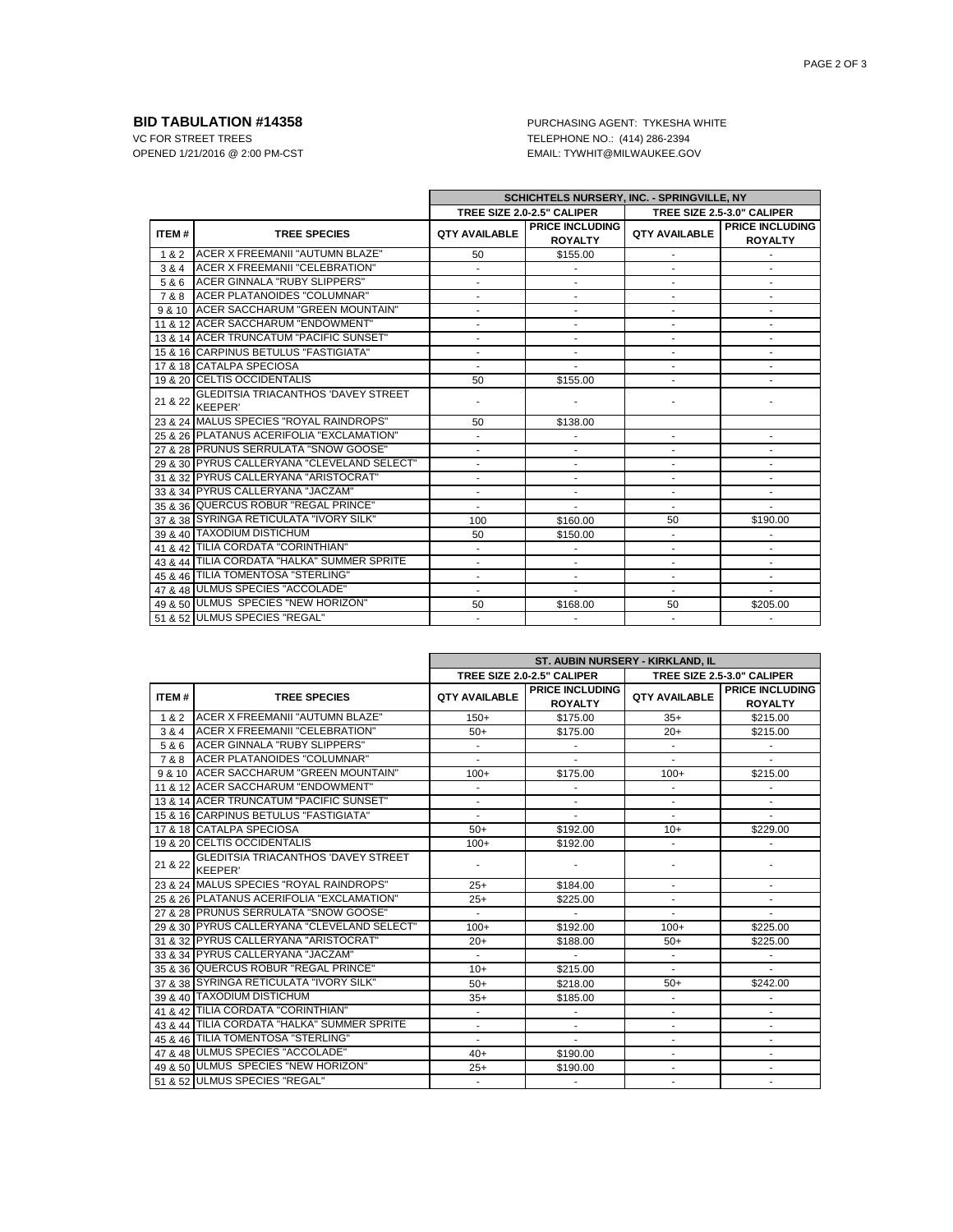**BID TABULATION #14358**
VC FOR STREET TREES
OPENED 1/21/2016 @ 2:00 PM-CST

PURCHASING AGENT: TYKESHA WHITE
TELEPHONE NO.: (414) 286-2394
EMAIL: TYWHIT@MILWAUKEE.GOV

| | | SCHICHTELS NURSERY, INC. - SPRINGVILLE, NY | | | |
|---|---|---|---|---|---|
| | | TREE SIZE 2.0-2.5" CALIPER | | TREE SIZE 2.5-3.0" CALIPER | |
| ITEM # | TREE SPECIES | QTY AVAILABLE | PRICE INCLUDING ROYALTY | QTY AVAILABLE | PRICE INCLUDING ROYALTY |
| 1 & 2 | ACER X FREEMANII "AUTUMN BLAZE" | 50 | $155.00 | - | - |
| 3 & 4 | ACER X FREEMANII "CELEBRATION" | - | - | - | - |
| 5 & 6 | ACER GINNALA "RUBY SLIPPERS" | - | - | - | - |
| 7 & 8 | ACER PLATANOIDES "COLUMNAR" | - | - | - | - |
| 9 & 10 | ACER SACCHARUM "GREEN MOUNTAIN" | - | - | - | - |
| 11 & 12 | ACER SACCHARUM "ENDOWMENT" | - | - | - | - |
| 13 & 14 | ACER TRUNCATUM "PACIFIC SUNSET" | - | - | - | - |
| 15 & 16 | CARPINUS BETULUS "FASTIGIATA" | - | - | - | - |
| 17 & 18 | CATALPA SPECIOSA | - | - | - | - |
| 19 & 20 | CELTIS OCCIDENTALIS | 50 | $155.00 | - | - |
| 21 & 22 | GLEDITSIA TRIACANTHOS 'DAVEY STREET KEEPER' | - | - | - | - |
| 23 & 24 | MALUS SPECIES "ROYAL RAINDROPS" | 50 | $138.00 | | |
| 25 & 26 | PLATANUS ACERIFOLIA "EXCLAMATION" | - | - | - | - |
| 27 & 28 | PRUNUS SERRULATA "SNOW GOOSE" | - | - | - | - |
| 29 & 30 | PYRUS CALLERYANA "CLEVELAND SELECT" | - | - | - | - |
| 31 & 32 | PYRUS CALLERYANA "ARISTOCRAT" | - | - | - | - |
| 33 & 34 | PYRUS CALLERYANA "JACZAM" | - | - | - | - |
| 35 & 36 | QUERCUS ROBUR "REGAL PRINCE" | - | - | - | - |
| 37 & 38 | SYRINGA RETICULATA "IVORY SILK" | 100 | $160.00 | 50 | $190.00 |
| 39 & 40 | TAXODIUM DISTICHUM | 50 | $150.00 | - | - |
| 41 & 42 | TILIA CORDATA "CORINTHIAN" | - | - | - | - |
| 43 & 44 | TILIA CORDATA "HALKA" SUMMER SPRITE | - | - | - | - |
| 45 & 46 | TILIA TOMENTOSA "STERLING" | - | - | - | - |
| 47 & 48 | ULMUS SPECIES "ACCOLADE" | - | - | - | - |
| 49 & 50 | ULMUS SPECIES "NEW HORIZON" | 50 | $168.00 | 50 | $205.00 |
| 51 & 52 | ULMUS SPECIES "REGAL" | - | - | - | - |

| | | ST. AUBIN NURSERY - KIRKLAND, IL | | | |
|---|---|---|---|---|---|
| | | TREE SIZE 2.0-2.5" CALIPER | | TREE SIZE 2.5-3.0" CALIPER | |
| ITEM # | TREE SPECIES | QTY AVAILABLE | PRICE INCLUDING ROYALTY | QTY AVAILABLE | PRICE INCLUDING ROYALTY |
| 1 & 2 | ACER X FREEMANII "AUTUMN BLAZE" | 150+ | $175.00 | 35+ | $215.00 |
| 3 & 4 | ACER X FREEMANII "CELEBRATION" | 50+ | $175.00 | 20+ | $215.00 |
| 5 & 6 | ACER GINNALA "RUBY SLIPPERS" | - | - | - | - |
| 7 & 8 | ACER PLATANOIDES "COLUMNAR" | - | - | - | - |
| 9 & 10 | ACER SACCHARUM "GREEN MOUNTAIN" | 100+ | $175.00 | 100+ | $215.00 |
| 11 & 12 | ACER SACCHARUM "ENDOWMENT" | - | - | - | - |
| 13 & 14 | ACER TRUNCATUM "PACIFIC SUNSET" | - | - | - | - |
| 15 & 16 | CARPINUS BETULUS "FASTIGIATA" | - | - | - | - |
| 17 & 18 | CATALPA SPECIOSA | 50+ | $192.00 | 10+ | $229.00 |
| 19 & 20 | CELTIS OCCIDENTALIS | 100+ | $192.00 | - | - |
| 21 & 22 | GLEDITSIA TRIACANTHOS 'DAVEY STREET KEEPER' | - | - | - | - |
| 23 & 24 | MALUS SPECIES "ROYAL RAINDROPS" | 25+ | $184.00 | - | - |
| 25 & 26 | PLATANUS ACERIFOLIA "EXCLAMATION" | 25+ | $225.00 | - | - |
| 27 & 28 | PRUNUS SERRULATA "SNOW GOOSE" | - | - | - | - |
| 29 & 30 | PYRUS CALLERYANA "CLEVELAND SELECT" | 100+ | $192.00 | 100+ | $225.00 |
| 31 & 32 | PYRUS CALLERYANA "ARISTOCRAT" | 20+ | $188.00 | 50+ | $225.00 |
| 33 & 34 | PYRUS CALLERYANA "JACZAM" | - | - | - | - |
| 35 & 36 | QUERCUS ROBUR "REGAL PRINCE" | 10+ | $215.00 | - | - |
| 37 & 38 | SYRINGA RETICULATA "IVORY SILK" | 50+ | $218.00 | 50+ | $242.00 |
| 39 & 40 | TAXODIUM DISTICHUM | 35+ | $185.00 | - | - |
| 41 & 42 | TILIA CORDATA "CORINTHIAN" | - | - | - | - |
| 43 & 44 | TILIA CORDATA "HALKA" SUMMER SPRITE | - | - | - | - |
| 45 & 46 | TILIA TOMENTOSA "STERLING" | - | - | - | - |
| 47 & 48 | ULMUS SPECIES "ACCOLADE" | 40+ | $190.00 | - | - |
| 49 & 50 | ULMUS SPECIES "NEW HORIZON" | 25+ | $190.00 | - | - |
| 51 & 52 | ULMUS SPECIES "REGAL" | - | - | - | - |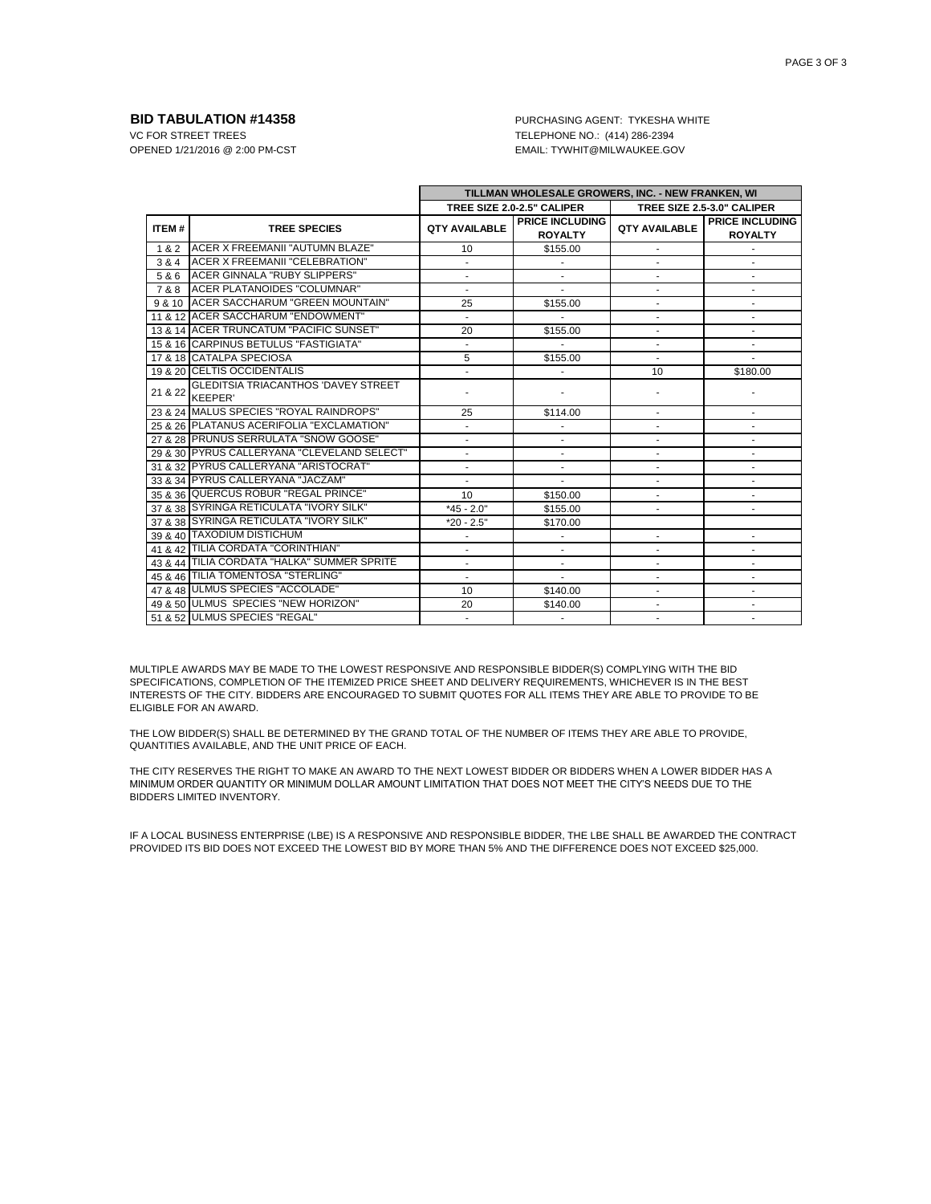**BID TABULATION #14358**
VC FOR STREET TREES
OPENED 1/21/2016 @ 2:00 PM-CST

PURCHASING AGENT: TYKESHA WHITE
TELEPHONE NO.: (414) 286-2394
EMAIL: TYWHIT@MILWAUKEE.GOV

| | | TILLMAN WHOLESALE GROWERS, INC. - NEW FRANKEN, WI | | | |
|---|---|---|---|---|---|
| | | TREE SIZE 2.0-2.5" CALIPER | | TREE SIZE 2.5-3.0" CALIPER | |
| ITEM # | TREE SPECIES | QTY AVAILABLE | PRICE INCLUDING ROYALTY | QTY AVAILABLE | PRICE INCLUDING ROYALTY |
| 1 & 2 | ACER X FREEMANII "AUTUMN BLAZE" | 10 | $155.00 | - | - |
| 3 & 4 | ACER X FREEMANII "CELEBRATION" | - | - | - | - |
| 5 & 6 | ACER GINNALA "RUBY SLIPPERS" | - | - | - | - |
| 7 & 8 | ACER PLATANOIDES "COLUMNAR" | - | - | - | - |
| 9 & 10 | ACER SACCHARUM "GREEN MOUNTAIN" | 25 | $155.00 | - | - |
| 11 & 12 | ACER SACCHARUM "ENDOWMENT" | - | - | - | - |
| 13 & 14 | ACER TRUNCATUM "PACIFIC SUNSET" | 20 | $155.00 | - | - |
| 15 & 16 | CARPINUS BETULUS "FASTIGIATA" | - | - | - | - |
| 17 & 18 | CATALPA SPECIOSA | 5 | $155.00 | - | - |
| 19 & 20 | CELTIS OCCIDENTALIS | - | - | 10 | $180.00 |
| 21 & 22 | GLEDITSIA TRIACANTHOS 'DAVEY STREET KEEPER' | - | - | - | - |
| 23 & 24 | MALUS SPECIES "ROYAL RAINDROPS" | 25 | $114.00 | - | - |
| 25 & 26 | PLATANUS ACERIFOLIA "EXCLAMATION" | - | - | - | - |
| 27 & 28 | PRUNUS SERRULATA "SNOW GOOSE" | - | - | - | - |
| 29 & 30 | PYRUS CALLERYANA "CLEVELAND SELECT" | - | - | - | - |
| 31 & 32 | PYRUS CALLERYANA "ARISTOCRAT" | - | - | - | - |
| 33 & 34 | PYRUS CALLERYANA "JACZAM" | - | - | - | - |
| 35 & 36 | QUERCUS ROBUR "REGAL PRINCE" | 10 | $150.00 | - | - |
| 37 & 38 | SYRINGA RETICULATA "IVORY SILK" | *45 - 2.0" | $155.00 | - | - |
| 37 & 38 | SYRINGA RETICULATA "IVORY SILK" | *20 - 2.5" | $170.00 | | |
| 39 & 40 | TAXODIUM DISTICHUM | - | - | - | - |
| 41 & 42 | TILIA CORDATA "CORINTHIAN" | - | - | - | - |
| 43 & 44 | TILIA CORDATA "HALKA" SUMMER SPRITE | - | - | - | - |
| 45 & 46 | TILIA TOMENTOSA "STERLING" | - | - | - | - |
| 47 & 48 | ULMUS SPECIES "ACCOLADE" | 10 | $140.00 | - | - |
| 49 & 50 | ULMUS SPECIES "NEW HORIZON" | 20 | $140.00 | - | - |
| 51 & 52 | ULMUS SPECIES "REGAL" | - | - | - | - |

MULTIPLE AWARDS MAY BE MADE TO THE LOWEST RESPONSIVE AND RESPONSIBLE BIDDER(S) COMPLYING WITH THE BID SPECIFICATIONS, COMPLETION OF THE ITEMIZED PRICE SHEET AND DELIVERY REQUIREMENTS, WHICHEVER IS IN THE BEST INTERESTS OF THE CITY. BIDDERS ARE ENCOURAGED TO SUBMIT QUOTES FOR ALL ITEMS THEY ARE ABLE TO PROVIDE TO BE ELIGIBLE FOR AN AWARD.

THE LOW BIDDER(S) SHALL BE DETERMINED BY THE GRAND TOTAL OF THE NUMBER OF ITEMS THEY ARE ABLE TO PROVIDE, QUANTITIES AVAILABLE, AND THE UNIT PRICE OF EACH.

THE CITY RESERVES THE RIGHT TO MAKE AN AWARD TO THE NEXT LOWEST BIDDER OR BIDDERS WHEN A LOWER BIDDER HAS A MINIMUM ORDER QUANTITY OR MINIMUM DOLLAR AMOUNT LIMITATION THAT DOES NOT MEET THE CITY'S NEEDS DUE TO THE BIDDERS LIMITED INVENTORY.

IF A LOCAL BUSINESS ENTERPRISE (LBE) IS A RESPONSIVE AND RESPONSIBLE BIDDER, THE LBE SHALL BE AWARDED THE CONTRACT PROVIDED ITS BID DOES NOT EXCEED THE LOWEST BID BY MORE THAN 5% AND THE DIFFERENCE DOES NOT EXCEED $25,000.